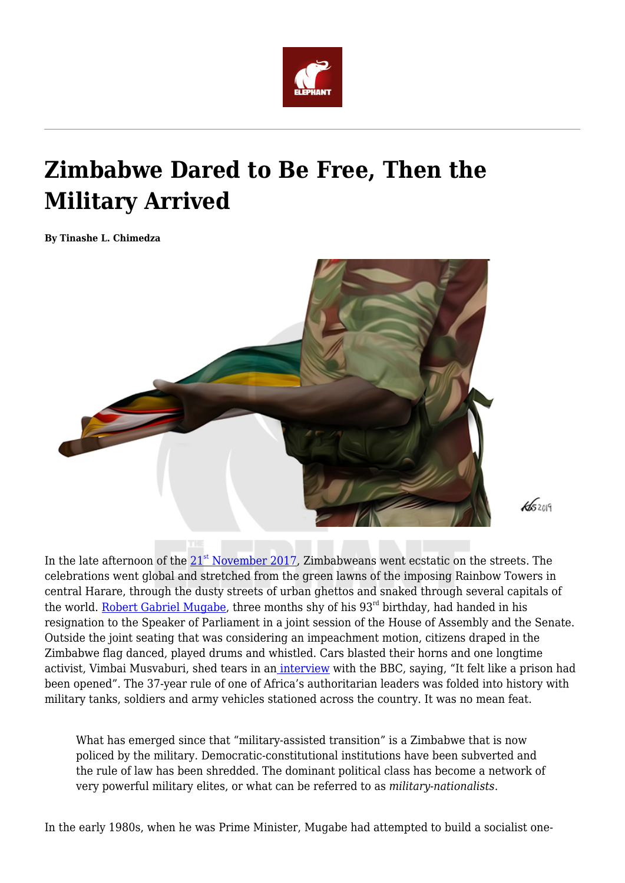# Zimbabwe Dared to Be Free, Then the Military Arrived

**By Tinashe L. Chimedza**

In the late afternoon of the 21st November 2017, Zimbabweans went ecstatic on the streets. The celebrations went global and stretched from the green lawns of the imposing Rainbow Towers in central Harare, through the dusty streets of urban ghettos and snaked through several capitals of the world. Robert Gabriel Mugabe, three months shy of his 93rd birthday, had handed in his resignation to the Speaker of Parliament in a joint session of the House of Assembly and the Senate. Outside the joint seating that was considering an impeachment motion, citizens draped in the Zimbabwe flag danced, played drums and whistled. Cars blasted their horns and one longtime activist, Vimbai Musvaburi, shed tears in an interview with the BBC, saying, "It felt like a prison had been opened". The 37-year rule of one of Africa's authoritarian leaders was folded into history with military tanks, soldiers and army vehicles stationed across the country. It was no mean feat.

> What has emerged since that "military-assisted transition" is a Zimbabwe that is now policed by the military. Democratic-constitutional institutions have been subverted and the rule of law has been shredded. The dominant political class has become a network of very powerful military elites, or what can be referred to as *military-nationalists*.

In the early 1980s, when he was Prime Minister, Mugabe had attempted to build a socialist one-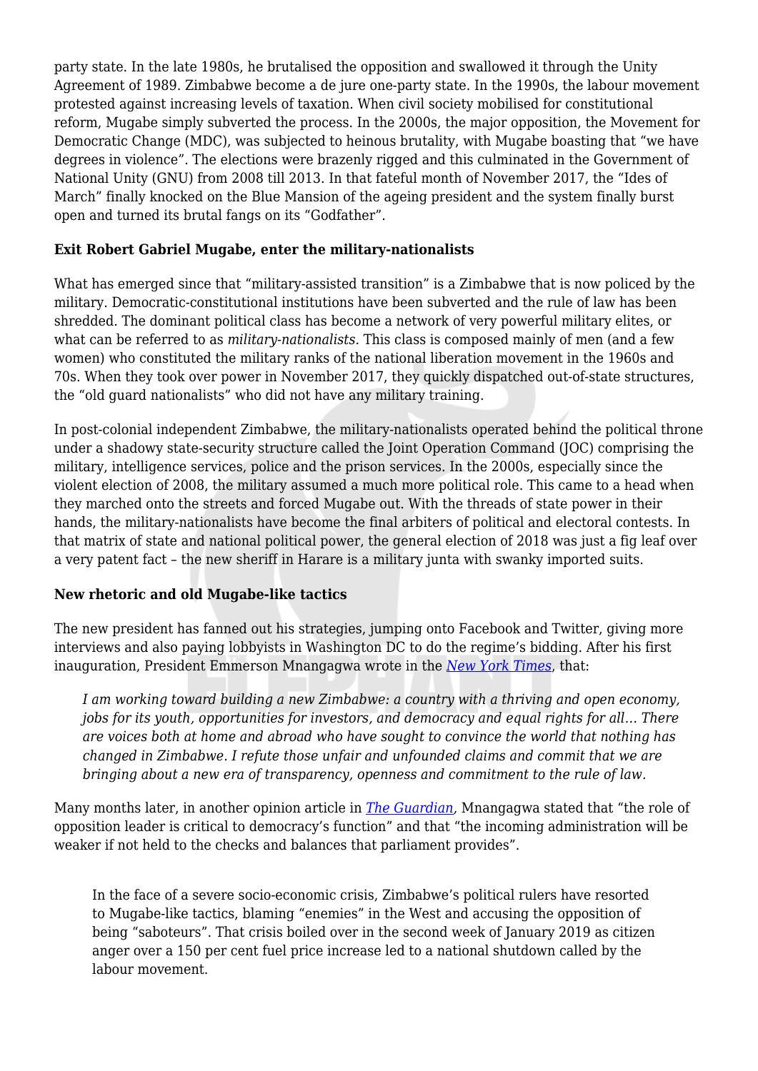party state. In the late 1980s, he brutalised the opposition and swallowed it through the Unity Agreement of 1989. Zimbabwe become a de jure one-party state. In the 1990s, the labour movement protested against increasing levels of taxation. When civil society mobilised for constitutional reform, Mugabe simply subverted the process. In the 2000s, the major opposition, the Movement for Democratic Change (MDC), was subjected to heinous brutality, with Mugabe boasting that "we have degrees in violence". The elections were brazenly rigged and this culminated in the Government of National Unity (GNU) from 2008 till 2013. In that fateful month of November 2017, the "Ides of March" finally knocked on the Blue Mansion of the ageing president and the system finally burst open and turned its brutal fangs on its "Godfather".

**Exit Robert Gabriel Mugabe, enter the military-nationalists**

What has emerged since that "military-assisted transition" is a Zimbabwe that is now policed by the military. Democratic-constitutional institutions have been subverted and the rule of law has been shredded. The dominant political class has become a network of very powerful military elites, or what can be referred to as *military-nationalists*. This class is composed mainly of men (and a few women) who constituted the military ranks of the national liberation movement in the 1960s and 70s. When they took over power in November 2017, they quickly dispatched out-of-state structures, the "old guard nationalists" who did not have any military training.

In post-colonial independent Zimbabwe, the military-nationalists operated behind the political throne under a shadowy state-security structure called the Joint Operation Command (JOC) comprising the military, intelligence services, police and the prison services. In the 2000s, especially since the violent election of 2008, the military assumed a much more political role. This came to a head when they marched onto the streets and forced Mugabe out. With the threads of state power in their hands, the military-nationalists have become the final arbiters of political and electoral contests. In that matrix of state and national political power, the general election of 2018 was just a fig leaf over a very patent fact – the new sheriff in Harare is a military junta with swanky imported suits.

**New rhetoric and old Mugabe-like tactics**

The new president has fanned out his strategies, jumping onto Facebook and Twitter, giving more interviews and also paying lobbyists in Washington DC to do the regime's bidding. After his first inauguration, President Emmerson Mnangagwa wrote in the *New York Times*, that:

> *I am working toward building a new Zimbabwe: a country with a thriving and open economy, jobs for its youth, opportunities for investors, and democracy and equal rights for all… There are voices both at home and abroad who have sought to convince the world that nothing has changed in Zimbabwe. I refute those unfair and unfounded claims and commit that we are bringing about a new era of transparency, openness and commitment to the rule of law.*

Many months later, in another opinion article in *The Guardian*, Mnangagwa stated that "the role of opposition leader is critical to democracy's function" and that "the incoming administration will be weaker if not held to the checks and balances that parliament provides".

> In the face of a severe socio-economic crisis, Zimbabwe's political rulers have resorted to Mugabe-like tactics, blaming "enemies" in the West and accusing the opposition of being "saboteurs". That crisis boiled over in the second week of January 2019 as citizen anger over a 150 per cent fuel price increase led to a national shutdown called by the labour movement.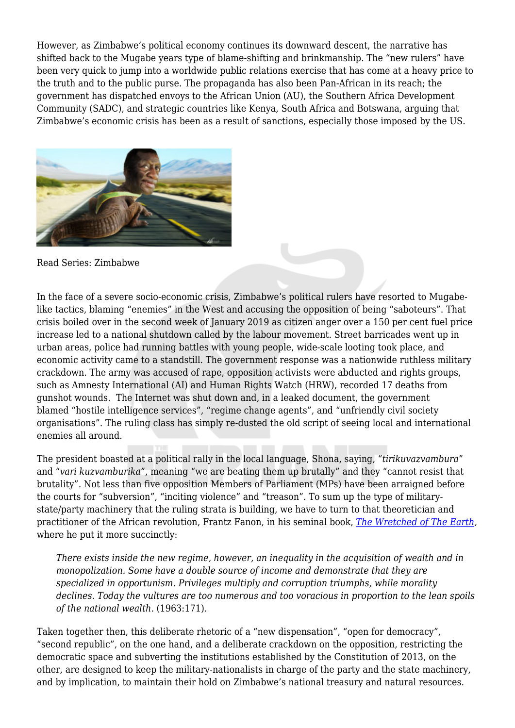However, as Zimbabwe's political economy continues its downward descent, the narrative has shifted back to the Mugabe years type of blame-shifting and brinkmanship. The "new rulers" have been very quick to jump into a worldwide public relations exercise that has come at a heavy price to the truth and to the public purse. The propaganda has also been Pan-African in its reach; the government has dispatched envoys to the African Union (AU), the Southern Africa Development Community (SADC), and strategic countries like Kenya, South Africa and Botswana, arguing that Zimbabwe's economic crisis has been as a result of sanctions, especially those imposed by the US.

Read Series: Zimbabwe

In the face of a severe socio-economic crisis, Zimbabwe's political rulers have resorted to Mugabe-like tactics, blaming "enemies" in the West and accusing the opposition of being "saboteurs". That crisis boiled over in the second week of January 2019 as citizen anger over a 150 per cent fuel price increase led to a national shutdown called by the labour movement. Street barricades went up in urban areas, police had running battles with young people, wide-scale looting took place, and economic activity came to a standstill. The government response was a nationwide ruthless military crackdown. The army was accused of rape, opposition activists were abducted and rights groups, such as Amnesty International (AI) and Human Rights Watch (HRW), recorded 17 deaths from gunshot wounds. The Internet was shut down and, in a leaked document, the government blamed "hostile intelligence services", "regime change agents", and "unfriendly civil society organisations". The ruling class has simply re-dusted the old script of seeing local and international enemies all around.

The president boasted at a political rally in the local language, Shona, saying, "*tirikuvazvambura*" and "*vari kuzvamburika*", meaning "we are beating them up brutally" and they "cannot resist that brutality". Not less than five opposition Members of Parliament (MPs) have been arraigned before the courts for "subversion", "inciting violence" and "treason". To sum up the type of military-state/party machinery that the ruling strata is building, we have to turn to that theoretician and practitioner of the African revolution, Frantz Fanon, in his seminal book, *The Wretched of The Earth*, where he put it more succinctly:

> *There exists inside the new regime, however, an inequality in the acquisition of wealth and in monopolization. Some have a double source of income and demonstrate that they are specialized in opportunism. Privileges multiply and corruption triumphs, while morality declines. Today the vultures are too numerous and too voracious in proportion to the lean spoils of the national wealth*. (1963:171).

Taken together then, this deliberate rhetoric of a "new dispensation", "open for democracy", "second republic", on the one hand, and a deliberate crackdown on the opposition, restricting the democratic space and subverting the institutions established by the Constitution of 2013, on the other, are designed to keep the military-nationalists in charge of the party and the state machinery, and by implication, to maintain their hold on Zimbabwe's national treasury and natural resources.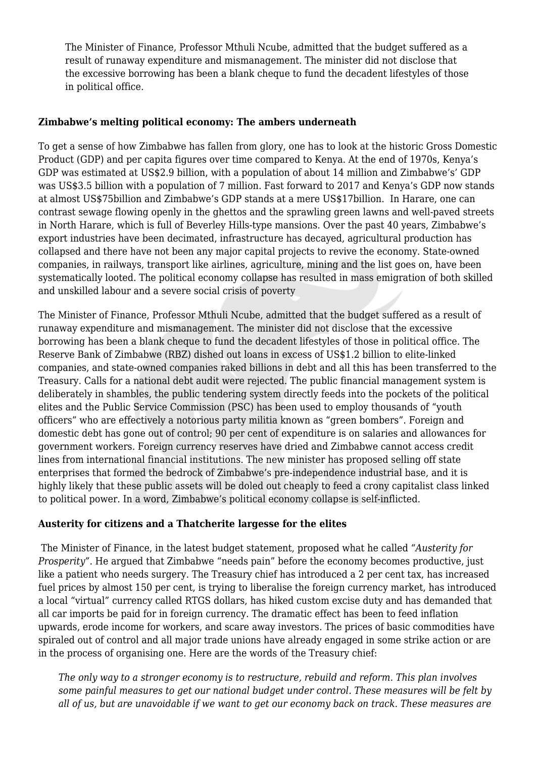> The Minister of Finance, Professor Mthuli Ncube, admitted that the budget suffered as a result of runaway expenditure and mismanagement. The minister did not disclose that the excessive borrowing has been a blank cheque to fund the decadent lifestyles of those in political office.

**Zimbabwe's melting political economy: The ambers underneath**

To get a sense of how Zimbabwe has fallen from glory, one has to look at the historic Gross Domestic Product (GDP) and per capita figures over time compared to Kenya. At the end of 1970s, Kenya's GDP was estimated at US$2.9 billion, with a population of about 14 million and Zimbabwe's' GDP was US$3.5 billion with a population of 7 million. Fast forward to 2017 and Kenya's GDP now stands at almost US$75billion and Zimbabwe's GDP stands at a mere US$17billion. In Harare, one can contrast sewage flowing openly in the ghettos and the sprawling green lawns and well-paved streets in North Harare, which is full of Beverley Hills-type mansions. Over the past 40 years, Zimbabwe's export industries have been decimated, infrastructure has decayed, agricultural production has collapsed and there have not been any major capital projects to revive the economy. State-owned companies, in railways, transport like airlines, agriculture, mining and the list goes on, have been systematically looted. The political economy collapse has resulted in mass emigration of both skilled and unskilled labour and a severe social crisis of poverty

The Minister of Finance, Professor Mthuli Ncube, admitted that the budget suffered as a result of runaway expenditure and mismanagement. The minister did not disclose that the excessive borrowing has been a blank cheque to fund the decadent lifestyles of those in political office. The Reserve Bank of Zimbabwe (RBZ) dished out loans in excess of US$1.2 billion to elite-linked companies, and state-owned companies raked billions in debt and all this has been transferred to the Treasury. Calls for a national debt audit were rejected. The public financial management system is deliberately in shambles, the public tendering system directly feeds into the pockets of the political elites and the Public Service Commission (PSC) has been used to employ thousands of "youth officers" who are effectively a notorious party militia known as "green bombers". Foreign and domestic debt has gone out of control; 90 per cent of expenditure is on salaries and allowances for government workers. Foreign currency reserves have dried and Zimbabwe cannot access credit lines from international financial institutions. The new minister has proposed selling off state enterprises that formed the bedrock of Zimbabwe's pre-independence industrial base, and it is highly likely that these public assets will be doled out cheaply to feed a crony capitalist class linked to political power. In a word, Zimbabwe's political economy collapse is self-inflicted.

**Austerity for citizens and a Thatcherite largesse for the elites**

The Minister of Finance, in the latest budget statement, proposed what he called "*Austerity for Prosperity*". He argued that Zimbabwe "needs pain" before the economy becomes productive, just like a patient who needs surgery. The Treasury chief has introduced a 2 per cent tax, has increased fuel prices by almost 150 per cent, is trying to liberalise the foreign currency market, has introduced a local "virtual" currency called RTGS dollars, has hiked custom excise duty and has demanded that all car imports be paid for in foreign currency. The dramatic effect has been to feed inflation upwards, erode income for workers, and scare away investors. The prices of basic commodities have spiraled out of control and all major trade unions have already engaged in some strike action or are in the process of organising one. Here are the words of the Treasury chief:

> *The only way to a stronger economy is to restructure, rebuild and reform. This plan involves some painful measures to get our national budget under control. These measures will be felt by all of us, but are unavoidable if we want to get our economy back on track. These measures are*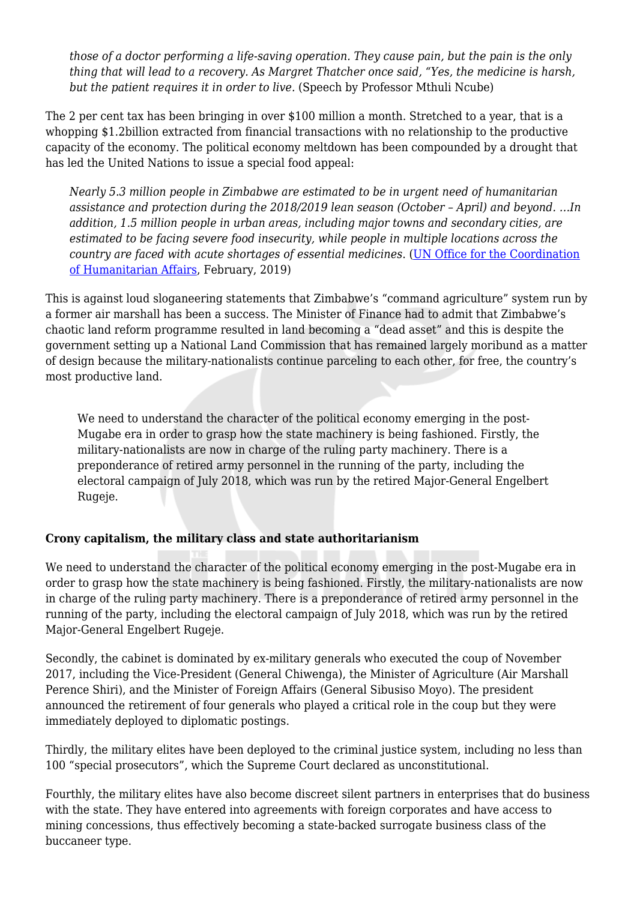> *those of a doctor performing a life-saving operation. They cause pain, but the pain is the only thing that will lead to a recovery. As Margret Thatcher once said, "Yes, the medicine is harsh, but the patient requires it in order to live.* (Speech by Professor Mthuli Ncube)

The 2 per cent tax has been bringing in over $100 million a month. Stretched to a year, that is a whopping $1.2billion extracted from financial transactions with no relationship to the productive capacity of the economy. The political economy meltdown has been compounded by a drought that has led the United Nations to issue a special food appeal:

> *Nearly 5.3 million people in Zimbabwe are estimated to be in urgent need of humanitarian assistance and protection during the 2018/2019 lean season (October – April) and beyond. …In addition, 1.5 million people in urban areas, including major towns and secondary cities, are estimated to be facing severe food insecurity, while people in multiple locations across the country are faced with acute shortages of essential medicines.* (UN Office for the Coordination of Humanitarian Affairs, February, 2019)

This is against loud sloganeering statements that Zimbabwe's "command agriculture" system run by a former air marshall has been a success. The Minister of Finance had to admit that Zimbabwe's chaotic land reform programme resulted in land becoming a "dead asset" and this is despite the government setting up a National Land Commission that has remained largely moribund as a matter of design because the military-nationalists continue parceling to each other, for free, the country's most productive land.

> We need to understand the character of the political economy emerging in the post-Mugabe era in order to grasp how the state machinery is being fashioned. Firstly, the military-nationalists are now in charge of the ruling party machinery. There is a preponderance of retired army personnel in the running of the party, including the electoral campaign of July 2018, which was run by the retired Major-General Engelbert Rugeje.

**Crony capitalism, the military class and state authoritarianism**

We need to understand the character of the political economy emerging in the post-Mugabe era in order to grasp how the state machinery is being fashioned. Firstly, the military-nationalists are now in charge of the ruling party machinery. There is a preponderance of retired army personnel in the running of the party, including the electoral campaign of July 2018, which was run by the retired Major-General Engelbert Rugeje.

Secondly, the cabinet is dominated by ex-military generals who executed the coup of November 2017, including the Vice-President (General Chiwenga), the Minister of Agriculture (Air Marshall Perence Shiri), and the Minister of Foreign Affairs (General Sibusiso Moyo). The president announced the retirement of four generals who played a critical role in the coup but they were immediately deployed to diplomatic postings.

Thirdly, the military elites have been deployed to the criminal justice system, including no less than 100 "special prosecutors", which the Supreme Court declared as unconstitutional.

Fourthly, the military elites have also become discreet silent partners in enterprises that do business with the state. They have entered into agreements with foreign corporates and have access to mining concessions, thus effectively becoming a state-backed surrogate business class of the buccaneer type.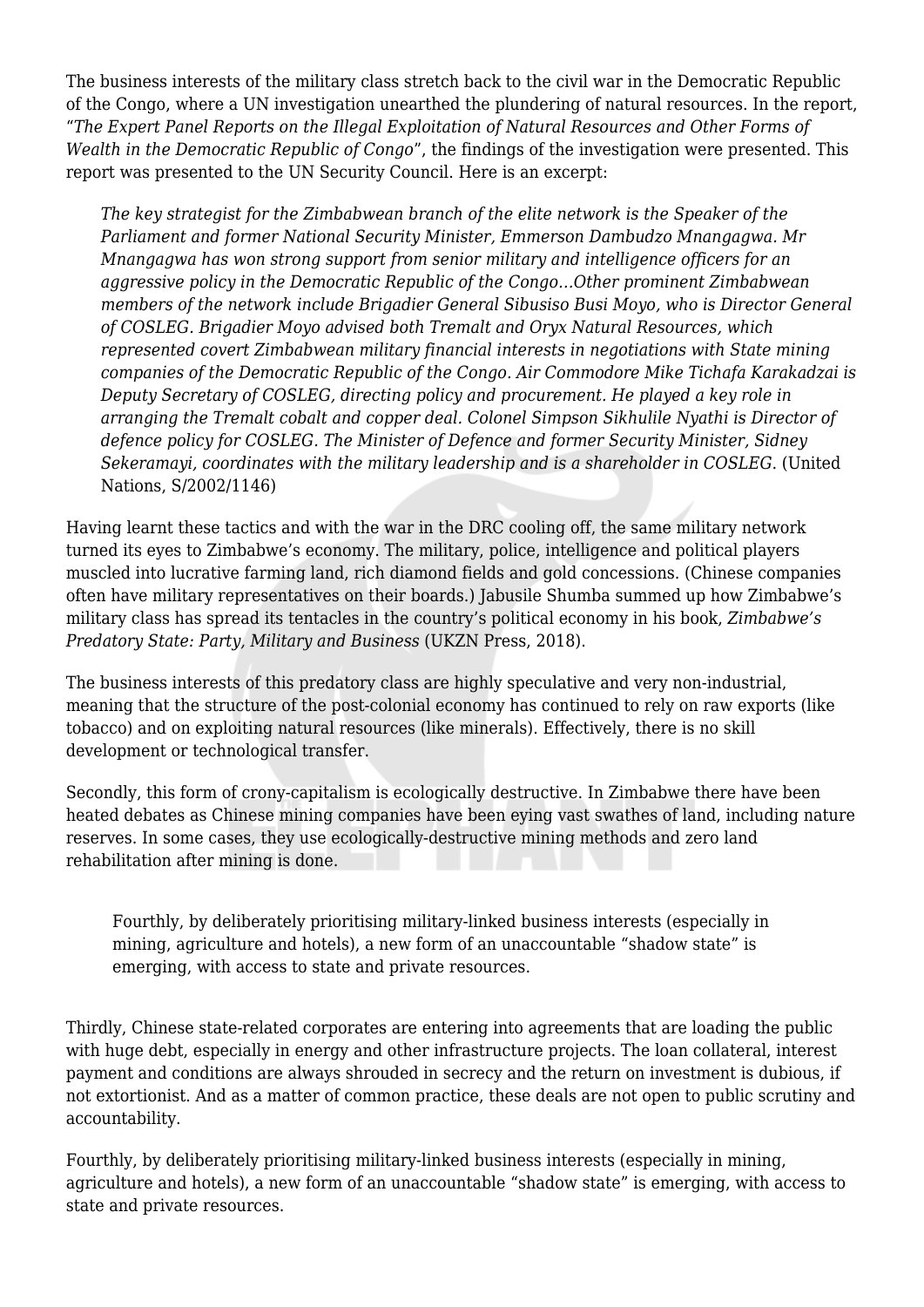The business interests of the military class stretch back to the civil war in the Democratic Republic of the Congo, where a UN investigation unearthed the plundering of natural resources. In the report, "*The Expert Panel Reports on the Illegal Exploitation of Natural Resources and Other Forms of Wealth in the Democratic Republic of Congo*", the findings of the investigation were presented. This report was presented to the UN Security Council. Here is an excerpt:

> *The key strategist for the Zimbabwean branch of the elite network is the Speaker of the Parliament and former National Security Minister, Emmerson Dambudzo Mnangagwa. Mr Mnangagwa has won strong support from senior military and intelligence officers for an aggressive policy in the Democratic Republic of the Congo…Other prominent Zimbabwean members of the network include Brigadier General Sibusiso Busi Moyo, who is Director General of COSLEG. Brigadier Moyo advised both Tremalt and Oryx Natural Resources, which represented covert Zimbabwean military financial interests in negotiations with State mining companies of the Democratic Republic of the Congo. Air Commodore Mike Tichafa Karakadzai is Deputy Secretary of COSLEG, directing policy and procurement. He played a key role in arranging the Tremalt cobalt and copper deal. Colonel Simpson Sikhulile Nyathi is Director of defence policy for COSLEG. The Minister of Defence and former Security Minister, Sidney Sekeramayi, coordinates with the military leadership and is a shareholder in COSLEG*. (United Nations, S/2002/1146)

Having learnt these tactics and with the war in the DRC cooling off, the same military network turned its eyes to Zimbabwe's economy. The military, police, intelligence and political players muscled into lucrative farming land, rich diamond fields and gold concessions. (Chinese companies often have military representatives on their boards.) Jabusile Shumba summed up how Zimbabwe's military class has spread its tentacles in the country's political economy in his book, *Zimbabwe's Predatory State: Party, Military and Business* (UKZN Press, 2018).

The business interests of this predatory class are highly speculative and very non-industrial, meaning that the structure of the post-colonial economy has continued to rely on raw exports (like tobacco) and on exploiting natural resources (like minerals). Effectively, there is no skill development or technological transfer.

Secondly, this form of crony-capitalism is ecologically destructive. In Zimbabwe there have been heated debates as Chinese mining companies have been eying vast swathes of land, including nature reserves. In some cases, they use ecologically-destructive mining methods and zero land rehabilitation after mining is done.

> Fourthly, by deliberately prioritising military-linked business interests (especially in mining, agriculture and hotels), a new form of an unaccountable "shadow state" is emerging, with access to state and private resources.

Thirdly, Chinese state-related corporates are entering into agreements that are loading the public with huge debt, especially in energy and other infrastructure projects. The loan collateral, interest payment and conditions are always shrouded in secrecy and the return on investment is dubious, if not extortionist. And as a matter of common practice, these deals are not open to public scrutiny and accountability.

Fourthly, by deliberately prioritising military-linked business interests (especially in mining, agriculture and hotels), a new form of an unaccountable "shadow state" is emerging, with access to state and private resources.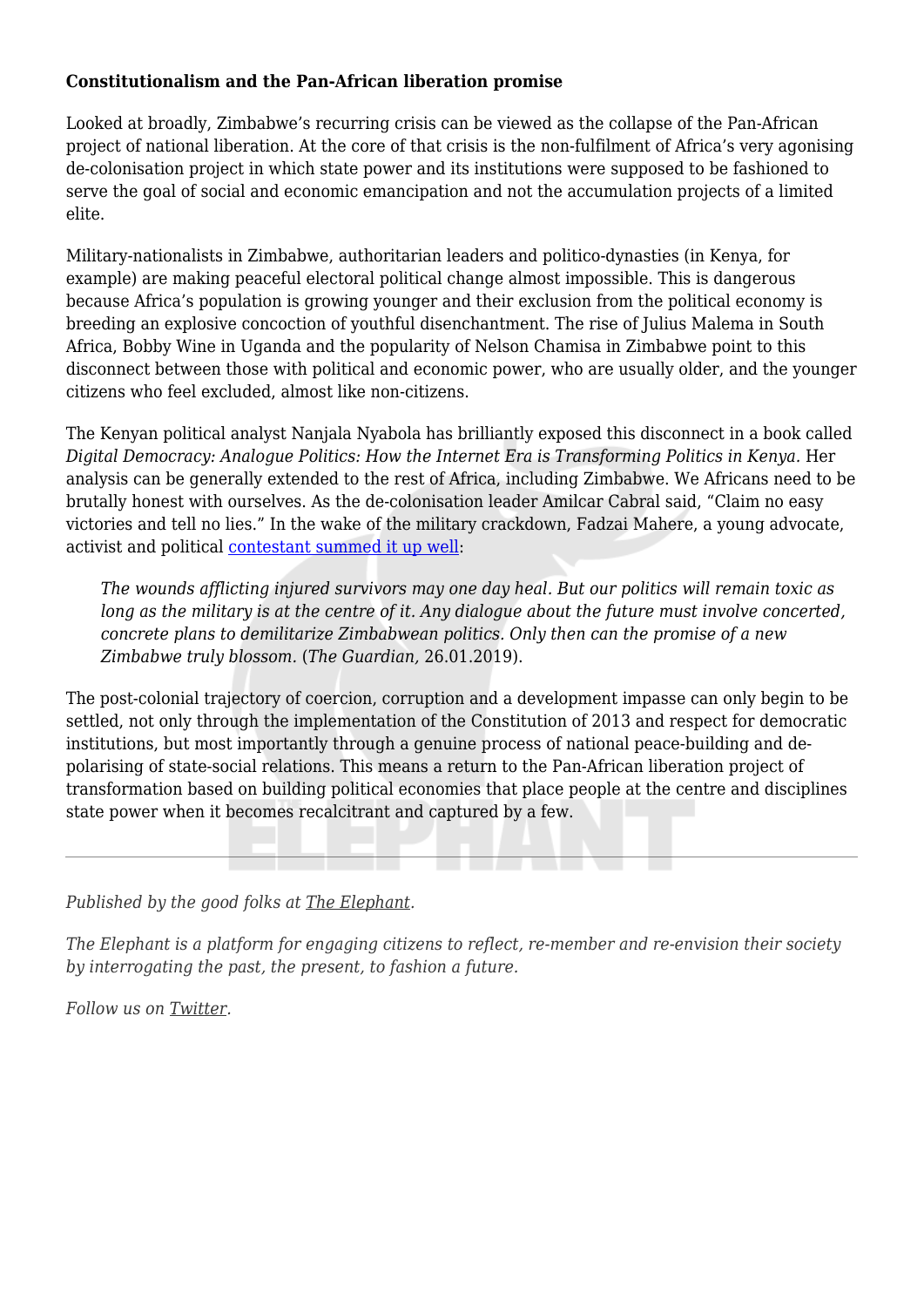**Constitutionalism and the Pan-African liberation promise**

Looked at broadly, Zimbabwe's recurring crisis can be viewed as the collapse of the Pan-African project of national liberation. At the core of that crisis is the non-fulfilment of Africa's very agonising de-colonisation project in which state power and its institutions were supposed to be fashioned to serve the goal of social and economic emancipation and not the accumulation projects of a limited elite.

Military-nationalists in Zimbabwe, authoritarian leaders and politico-dynasties (in Kenya, for example) are making peaceful electoral political change almost impossible. This is dangerous because Africa's population is growing younger and their exclusion from the political economy is breeding an explosive concoction of youthful disenchantment. The rise of Julius Malema in South Africa, Bobby Wine in Uganda and the popularity of Nelson Chamisa in Zimbabwe point to this disconnect between those with political and economic power, who are usually older, and the younger citizens who feel excluded, almost like non-citizens.

The Kenyan political analyst Nanjala Nyabola has brilliantly exposed this disconnect in a book called *Digital Democracy: Analogue Politics: How the Internet Era is Transforming Politics in Kenya*. Her analysis can be generally extended to the rest of Africa, including Zimbabwe. We Africans need to be brutally honest with ourselves. As the de-colonisation leader Amilcar Cabral said, "Claim no easy victories and tell no lies." In the wake of the military crackdown, Fadzai Mahere, a young advocate, activist and political contestant summed it up well:

> *The wounds afflicting injured survivors may one day heal. But our politics will remain toxic as long as the military is at the centre of it. Any dialogue about the future must involve concerted, concrete plans to demilitarize Zimbabwean politics. Only then can the promise of a new Zimbabwe truly blossom.* (*The Guardian,* 26.01.2019).

The post-colonial trajectory of coercion, corruption and a development impasse can only begin to be settled, not only through the implementation of the Constitution of 2013 and respect for democratic institutions, but most importantly through a genuine process of national peace-building and de-polarising of state-social relations. This means a return to the Pan-African liberation project of transformation based on building political economies that place people at the centre and disciplines state power when it becomes recalcitrant and captured by a few.

---

*Published by the good folks at The Elephant.*

*The Elephant is a platform for engaging citizens to reflect, re-member and re-envision their society by interrogating the past, the present, to fashion a future.*

*Follow us on Twitter.*